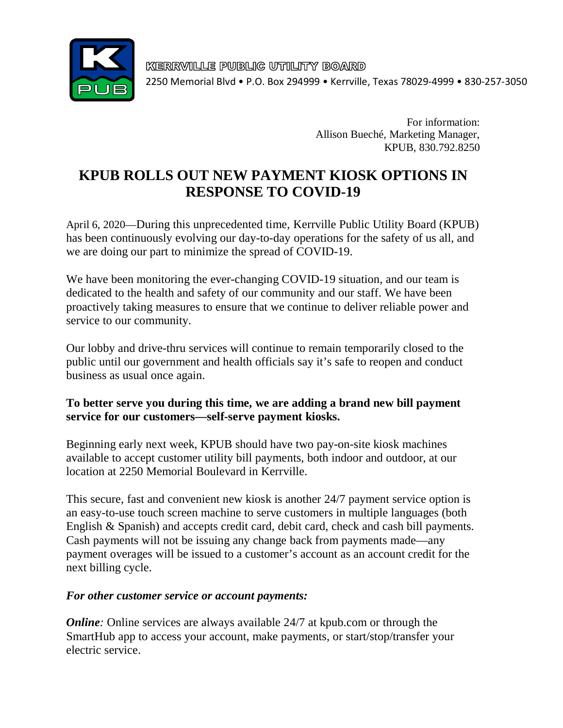KERRVILLE PUBLIC UTILITY BOARD

2250 Memorial Blvd • P.O. Box 294999 • Kerrville, Texas 78029-4999 • 830-257-3050

For information:
Allison Bueché, Marketing Manager,
KPUB, 830.792.8250

# KPUB ROLLS OUT NEW PAYMENT KIOSK OPTIONS IN RESPONSE TO COVID-19

April 6, 2020—During this unprecedented time, Kerrville Public Utility Board (KPUB) has been continuously evolving our day-to-day operations for the safety of us all, and we are doing our part to minimize the spread of COVID-19.

We have been monitoring the ever-changing COVID-19 situation, and our team is dedicated to the health and safety of our community and our staff. We have been proactively taking measures to ensure that we continue to deliver reliable power and service to our community.

Our lobby and drive-thru services will continue to remain temporarily closed to the public until our government and health officials say it's safe to reopen and conduct business as usual once again.

**To better serve you during this time, we are adding a brand new bill payment service for our customers—self-serve payment kiosks.**

Beginning early next week, KPUB should have two pay-on-site kiosk machines available to accept customer utility bill payments, both indoor and outdoor, at our location at 2250 Memorial Boulevard in Kerrville.

This secure, fast and convenient new kiosk is another 24/7 payment service option is an easy-to-use touch screen machine to serve customers in multiple languages (both English & Spanish) and accepts credit card, debit card, check and cash bill payments. Cash payments will not be issuing any change back from payments made—any payment overages will be issued to a customer's account as an account credit for the next billing cycle.

***For other customer service or account payments:***

***Online:*** Online services are always available 24/7 at kpub.com or through the SmartHub app to access your account, make payments, or start/stop/transfer your electric service.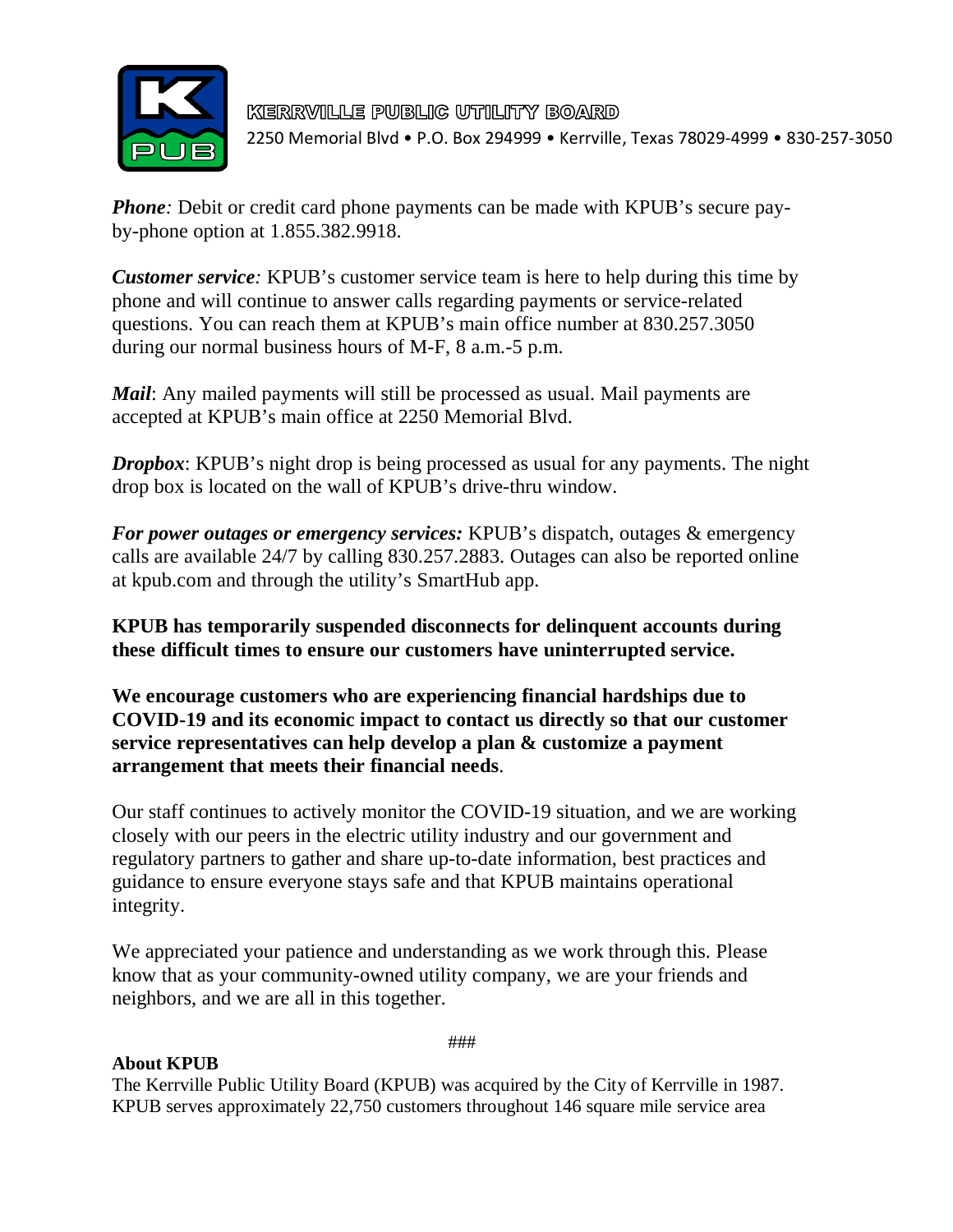*Phone:* Debit or credit card phone payments can be made with KPUB's secure pay-by-phone option at 1.855.382.9918.

*Customer service:* KPUB's customer service team is here to help during this time by phone and will continue to answer calls regarding payments or service-related questions. You can reach them at KPUB's main office number at 830.257.3050 during our normal business hours of M-F, 8 a.m.-5 p.m.

*Mail*: Any mailed payments will still be processed as usual. Mail payments are accepted at KPUB's main office at 2250 Memorial Blvd.

*Dropbox*: KPUB's night drop is being processed as usual for any payments. The night drop box is located on the wall of KPUB's drive-thru window.

*For power outages or emergency services:* KPUB's dispatch, outages & emergency calls are available 24/7 by calling 830.257.2883. Outages can also be reported online at kpub.com and through the utility's SmartHub app.

**KPUB has temporarily suspended disconnects for delinquent accounts during these difficult times to ensure our customers have uninterrupted service.**

**We encourage customers who are experiencing financial hardships due to COVID-19 and its economic impact to contact us directly so that our customer service representatives can help develop a plan & customize a payment arrangement that meets their financial needs**.

Our staff continues to actively monitor the COVID-19 situation, and we are working closely with our peers in the electric utility industry and our government and regulatory partners to gather and share up-to-date information, best practices and guidance to ensure everyone stays safe and that KPUB maintains operational integrity.

We appreciated your patience and understanding as we work through this. Please know that as your community-owned utility company, we are your friends and neighbors, and we are all in this together.

###

**About KPUB**

The Kerrville Public Utility Board (KPUB) was acquired by the City of Kerrville in 1987. KPUB serves approximately 22,750 customers throughout 146 square mile service area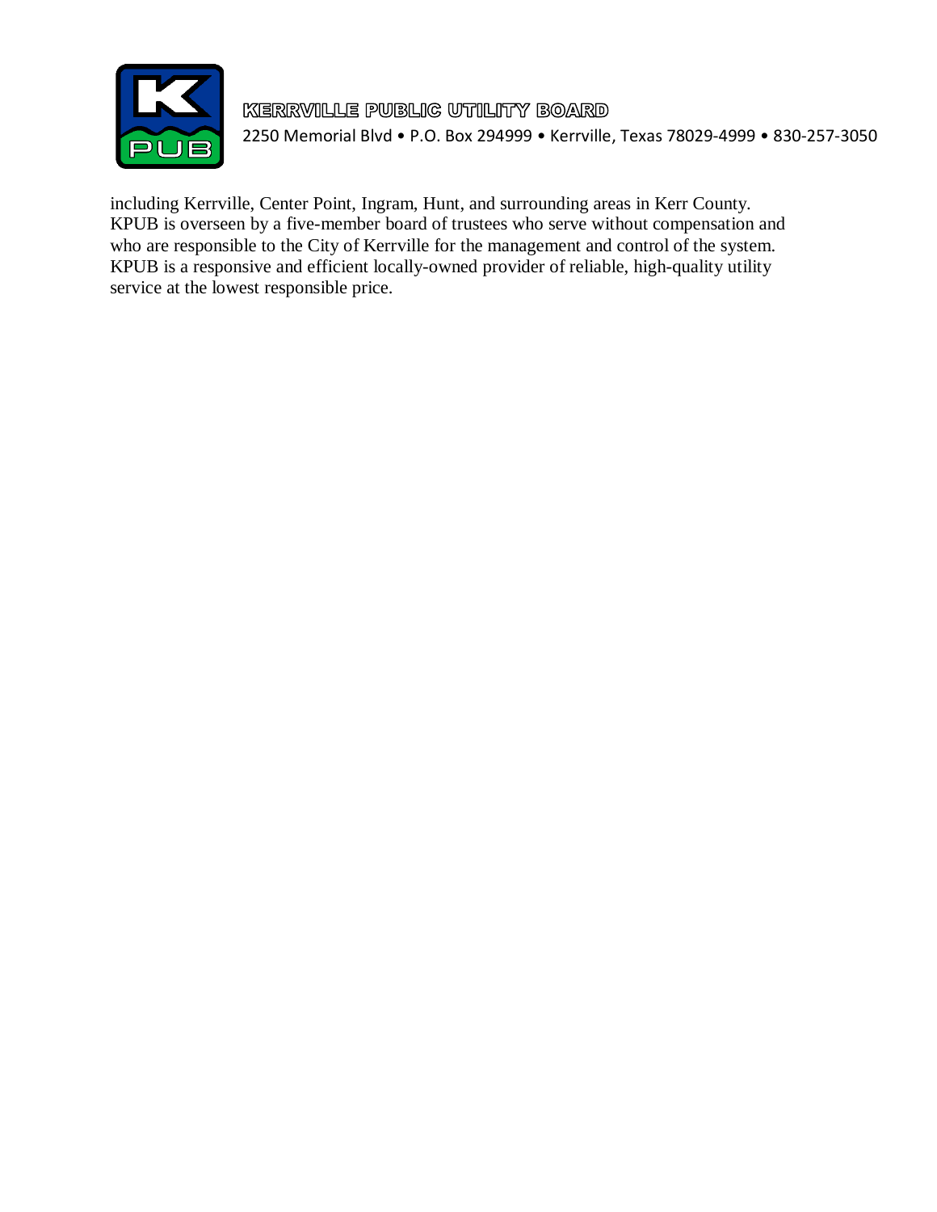including Kerrville, Center Point, Ingram, Hunt, and surrounding areas in Kerr County. KPUB is overseen by a five-member board of trustees who serve without compensation and who are responsible to the City of Kerrville for the management and control of the system. KPUB is a responsive and efficient locally-owned provider of reliable, high-quality utility service at the lowest responsible price.